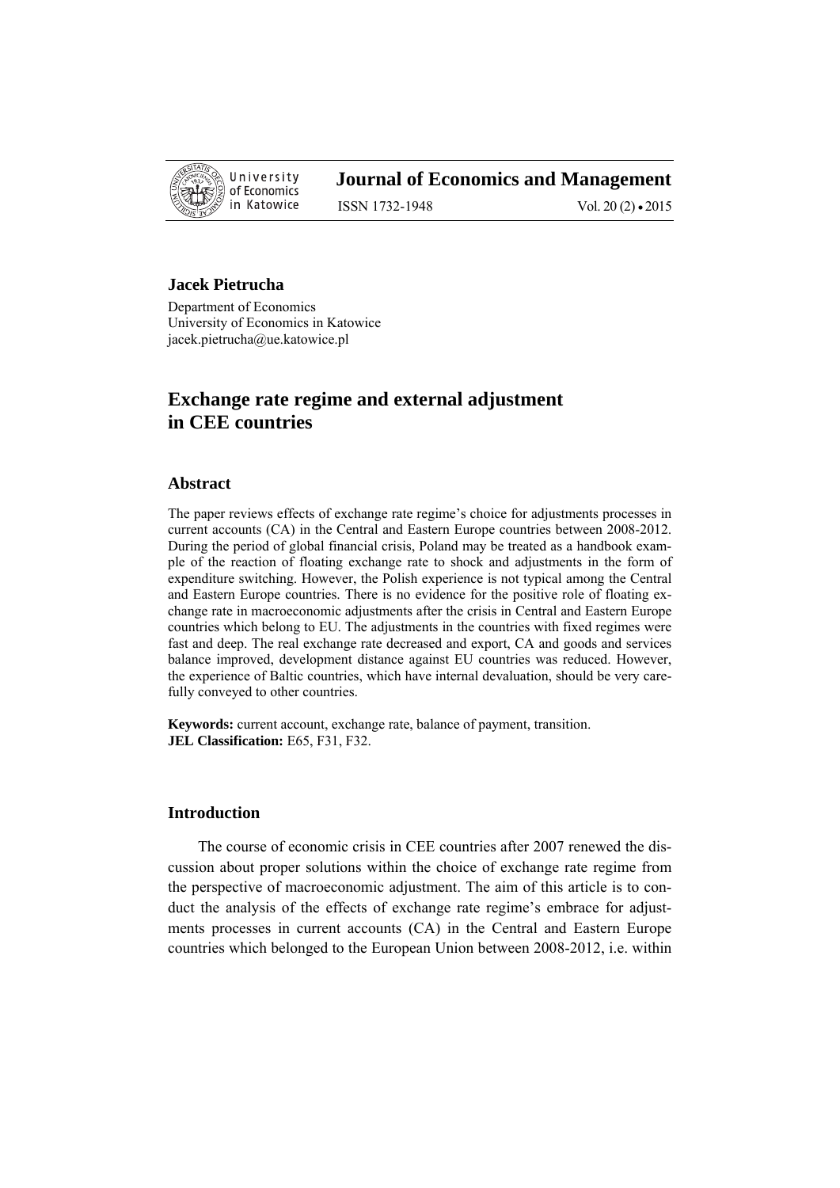**Jacek Pietrucha**

Department of Economics
University of Economics in Katowice
jacek.pietrucha@ue.katowice.pl

# Exchange rate regime and external adjustment in CEE countries

## Abstract

The paper reviews effects of exchange rate regime's choice for adjustments processes in current accounts (CA) in the Central and Eastern Europe countries between 2008-2012. During the period of global financial crisis, Poland may be treated as a handbook example of the reaction of floating exchange rate to shock and adjustments in the form of expenditure switching. However, the Polish experience is not typical among the Central and Eastern Europe countries. There is no evidence for the positive role of floating exchange rate in macroeconomic adjustments after the crisis in Central and Eastern Europe countries which belong to EU. The adjustments in the countries with fixed regimes were fast and deep. The real exchange rate decreased and export, CA and goods and services balance improved, development distance against EU countries was reduced. However, the experience of Baltic countries, which have internal devaluation, should be very carefully conveyed to other countries.

**Keywords:** current account, exchange rate, balance of payment, transition.
**JEL Classification:** E65, F31, F32.

## Introduction

The course of economic crisis in CEE countries after 2007 renewed the discussion about proper solutions within the choice of exchange rate regime from the perspective of macroeconomic adjustment. The aim of this article is to conduct the analysis of the effects of exchange rate regime's embrace for adjustments processes in current accounts (CA) in the Central and Eastern Europe countries which belonged to the European Union between 2008-2012, i.e. within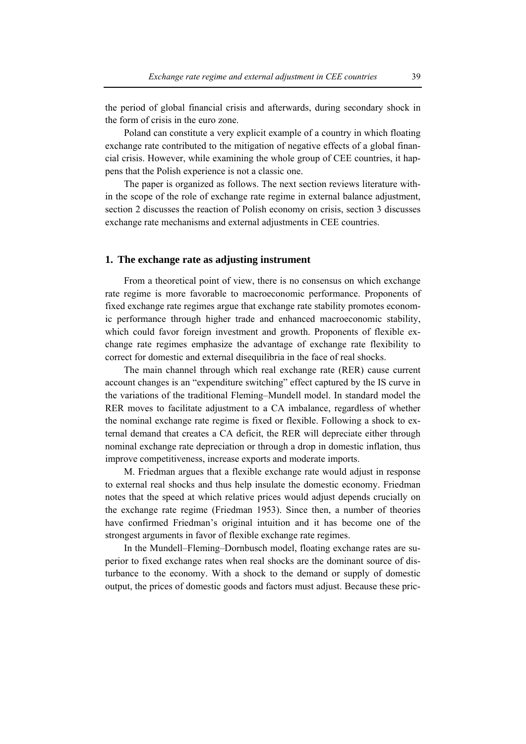the period of global financial crisis and afterwards, during secondary shock in the form of crisis in the euro zone.

Poland can constitute a very explicit example of a country in which floating exchange rate contributed to the mitigation of negative effects of a global financial crisis. However, while examining the whole group of CEE countries, it happens that the Polish experience is not a classic one.

The paper is organized as follows. The next section reviews literature within the scope of the role of exchange rate regime in external balance adjustment, section 2 discusses the reaction of Polish economy on crisis, section 3 discusses exchange rate mechanisms and external adjustments in CEE countries.

## 1. The exchange rate as adjusting instrument

From a theoretical point of view, there is no consensus on which exchange rate regime is more favorable to macroeconomic performance. Proponents of fixed exchange rate regimes argue that exchange rate stability promotes economic performance through higher trade and enhanced macroeconomic stability, which could favor foreign investment and growth. Proponents of flexible exchange rate regimes emphasize the advantage of exchange rate flexibility to correct for domestic and external disequilibria in the face of real shocks.

The main channel through which real exchange rate (RER) cause current account changes is an "expenditure switching" effect captured by the IS curve in the variations of the traditional Fleming–Mundell model. In standard model the RER moves to facilitate adjustment to a CA imbalance, regardless of whether the nominal exchange rate regime is fixed or flexible. Following a shock to external demand that creates a CA deficit, the RER will depreciate either through nominal exchange rate depreciation or through a drop in domestic inflation, thus improve competitiveness, increase exports and moderate imports.

M. Friedman argues that a flexible exchange rate would adjust in response to external real shocks and thus help insulate the domestic economy. Friedman notes that the speed at which relative prices would adjust depends crucially on the exchange rate regime (Friedman 1953). Since then, a number of theories have confirmed Friedman's original intuition and it has become one of the strongest arguments in favor of flexible exchange rate regimes.

In the Mundell–Fleming–Dornbusch model, floating exchange rates are superior to fixed exchange rates when real shocks are the dominant source of disturbance to the economy. With a shock to the demand or supply of domestic output, the prices of domestic goods and factors must adjust. Because these pric-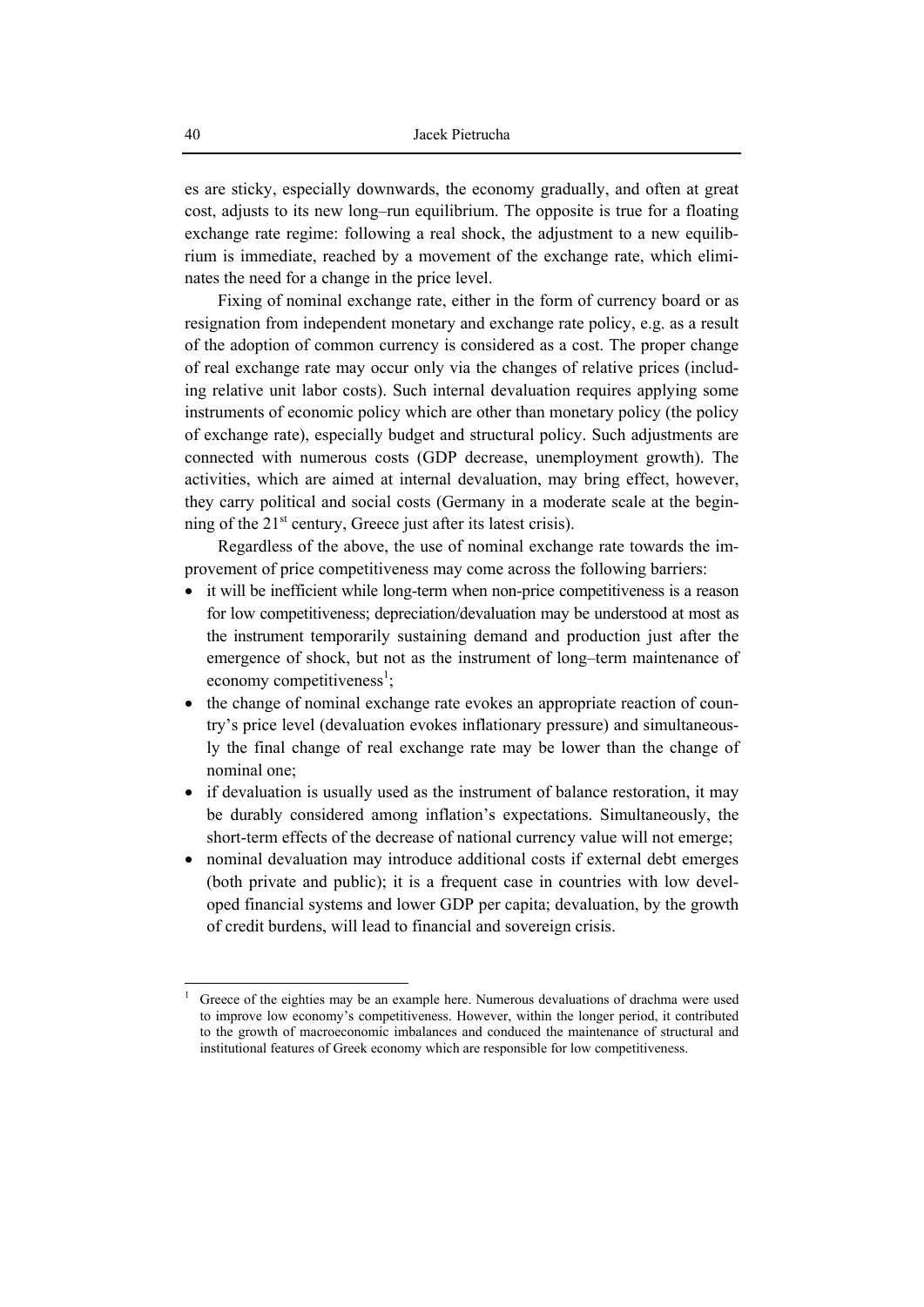es are sticky, especially downwards, the economy gradually, and often at great cost, adjusts to its new long–run equilibrium. The opposite is true for a floating exchange rate regime: following a real shock, the adjustment to a new equilibrium is immediate, reached by a movement of the exchange rate, which eliminates the need for a change in the price level.

Fixing of nominal exchange rate, either in the form of currency board or as resignation from independent monetary and exchange rate policy, e.g. as a result of the adoption of common currency is considered as a cost. The proper change of real exchange rate may occur only via the changes of relative prices (including relative unit labor costs). Such internal devaluation requires applying some instruments of economic policy which are other than monetary policy (the policy of exchange rate), especially budget and structural policy. Such adjustments are connected with numerous costs (GDP decrease, unemployment growth). The activities, which are aimed at internal devaluation, may bring effect, however, they carry political and social costs (Germany in a moderate scale at the beginning of the 21st century, Greece just after its latest crisis).

Regardless of the above, the use of nominal exchange rate towards the improvement of price competitiveness may come across the following barriers:

- it will be inefficient while long-term when non-price competitiveness is a reason for low competitiveness; depreciation/devaluation may be understood at most as the instrument temporarily sustaining demand and production just after the emergence of shock, but not as the instrument of long–term maintenance of economy competitiveness[1];
- the change of nominal exchange rate evokes an appropriate reaction of country's price level (devaluation evokes inflationary pressure) and simultaneously the final change of real exchange rate may be lower than the change of nominal one;
- if devaluation is usually used as the instrument of balance restoration, it may be durably considered among inflation's expectations. Simultaneously, the short-term effects of the decrease of national currency value will not emerge;
- nominal devaluation may introduce additional costs if external debt emerges (both private and public); it is a frequent case in countries with low developed financial systems and lower GDP per capita; devaluation, by the growth of credit burdens, will lead to financial and sovereign crisis.

[1] Greece of the eighties may be an example here. Numerous devaluations of drachma were used to improve low economy's competitiveness. However, within the longer period, it contributed to the growth of macroeconomic imbalances and conduced the maintenance of structural and institutional features of Greek economy which are responsible for low competitiveness.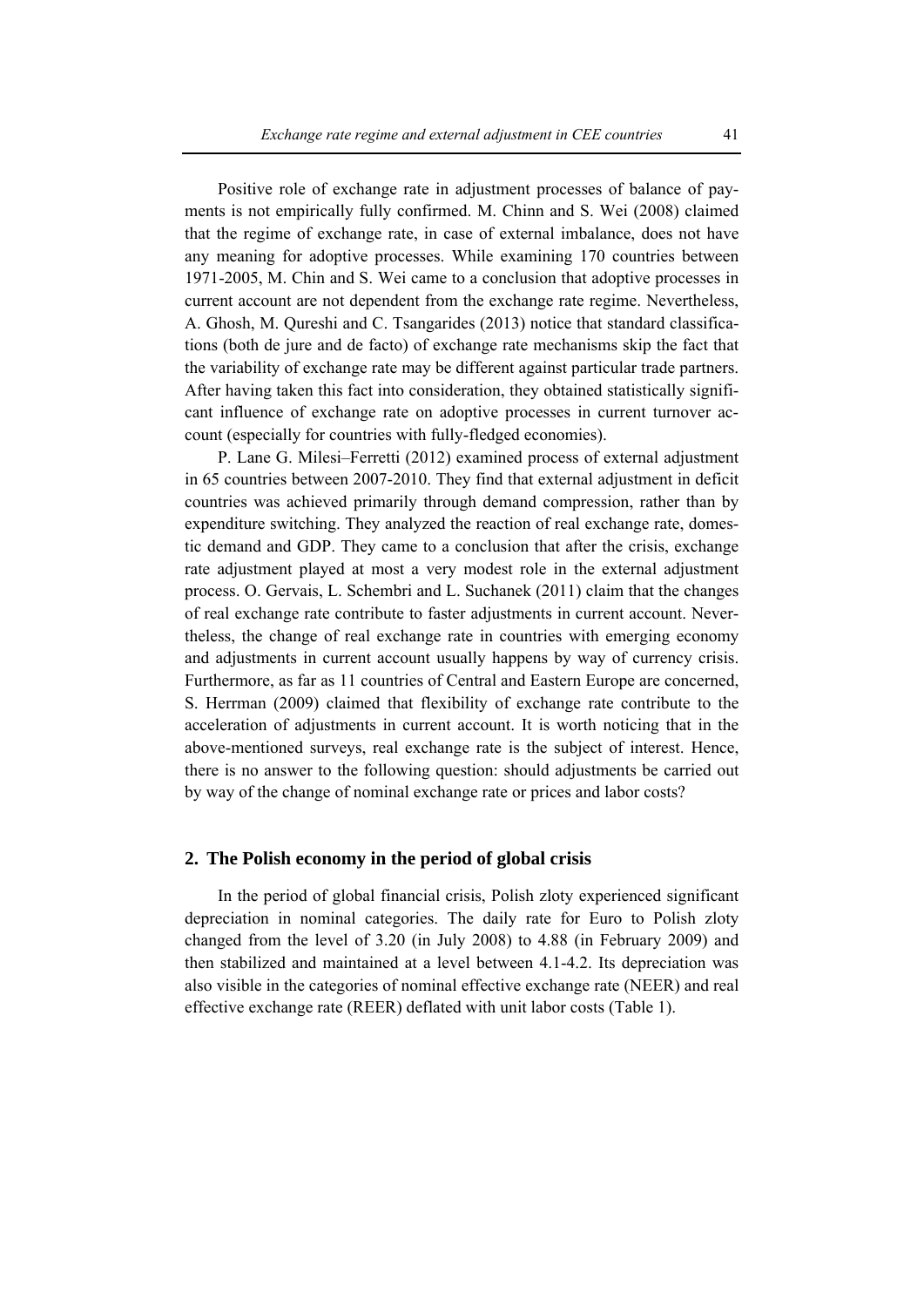Positive role of exchange rate in adjustment processes of balance of payments is not empirically fully confirmed. M. Chinn and S. Wei (2008) claimed that the regime of exchange rate, in case of external imbalance, does not have any meaning for adoptive processes. While examining 170 countries between 1971-2005, M. Chin and S. Wei came to a conclusion that adoptive processes in current account are not dependent from the exchange rate regime. Nevertheless, A. Ghosh, M. Qureshi and C. Tsangarides (2013) notice that standard classifications (both de jure and de facto) of exchange rate mechanisms skip the fact that the variability of exchange rate may be different against particular trade partners. After having taken this fact into consideration, they obtained statistically significant influence of exchange rate on adoptive processes in current turnover account (especially for countries with fully-fledged economies).

P. Lane G. Milesi–Ferretti (2012) examined process of external adjustment in 65 countries between 2007-2010. They find that external adjustment in deficit countries was achieved primarily through demand compression, rather than by expenditure switching. They analyzed the reaction of real exchange rate, domestic demand and GDP. They came to a conclusion that after the crisis, exchange rate adjustment played at most a very modest role in the external adjustment process. O. Gervais, L. Schembri and L. Suchanek (2011) claim that the changes of real exchange rate contribute to faster adjustments in current account. Nevertheless, the change of real exchange rate in countries with emerging economy and adjustments in current account usually happens by way of currency crisis. Furthermore, as far as 11 countries of Central and Eastern Europe are concerned, S. Herrman (2009) claimed that flexibility of exchange rate contribute to the acceleration of adjustments in current account. It is worth noticing that in the above-mentioned surveys, real exchange rate is the subject of interest. Hence, there is no answer to the following question: should adjustments be carried out by way of the change of nominal exchange rate or prices and labor costs?

## 2. The Polish economy in the period of global crisis

In the period of global financial crisis, Polish zloty experienced significant depreciation in nominal categories. The daily rate for Euro to Polish zloty changed from the level of 3.20 (in July 2008) to 4.88 (in February 2009) and then stabilized and maintained at a level between 4.1-4.2. Its depreciation was also visible in the categories of nominal effective exchange rate (NEER) and real effective exchange rate (REER) deflated with unit labor costs (Table 1).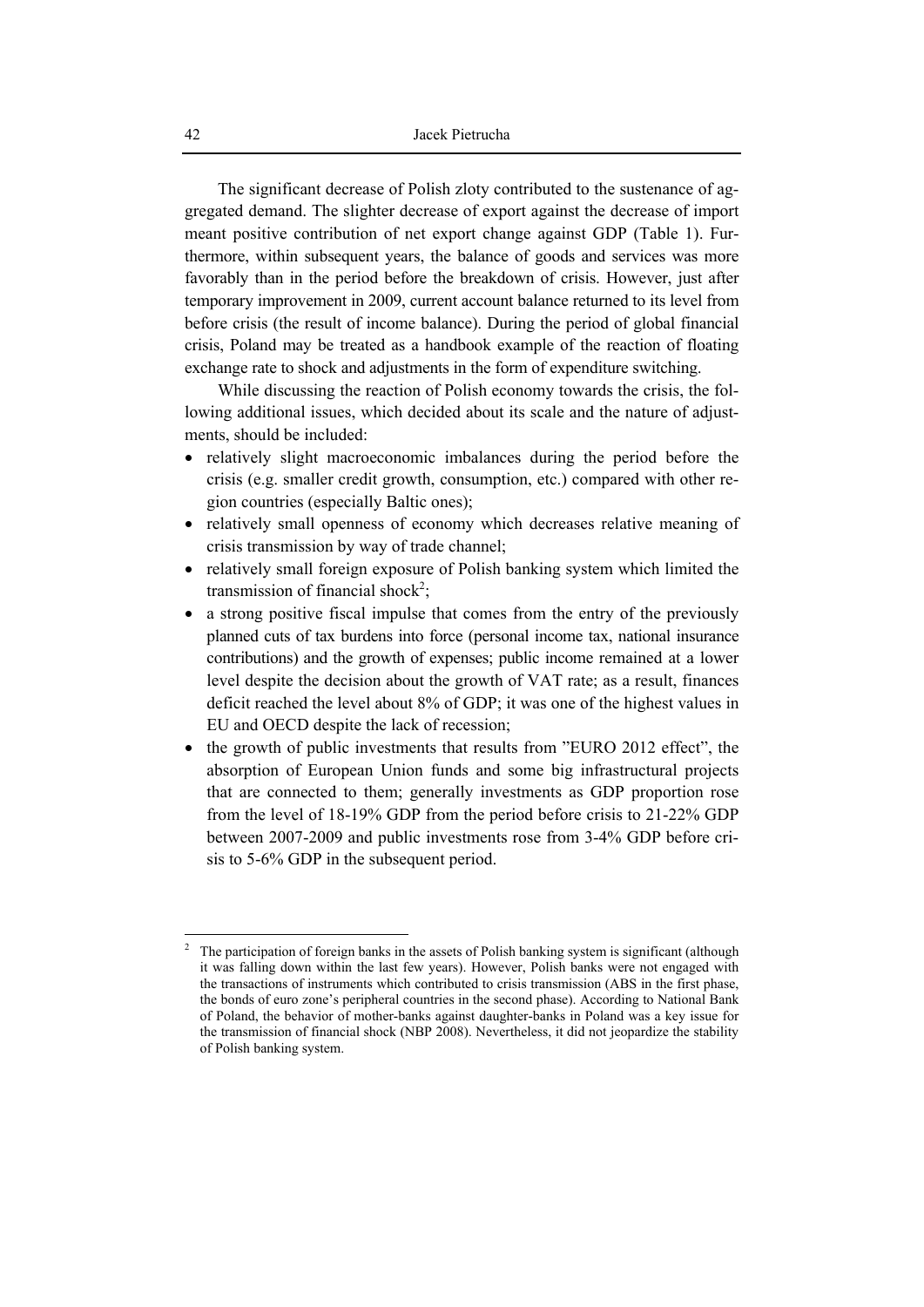The significant decrease of Polish zloty contributed to the sustenance of aggregated demand. The slighter decrease of export against the decrease of import meant positive contribution of net export change against GDP (Table 1). Furthermore, within subsequent years, the balance of goods and services was more favorably than in the period before the breakdown of crisis. However, just after temporary improvement in 2009, current account balance returned to its level from before crisis (the result of income balance). During the period of global financial crisis, Poland may be treated as a handbook example of the reaction of floating exchange rate to shock and adjustments in the form of expenditure switching.

While discussing the reaction of Polish economy towards the crisis, the following additional issues, which decided about its scale and the nature of adjustments, should be included:

- relatively slight macroeconomic imbalances during the period before the crisis (e.g. smaller credit growth, consumption, etc.) compared with other region countries (especially Baltic ones);
- relatively small openness of economy which decreases relative meaning of crisis transmission by way of trade channel;
- relatively small foreign exposure of Polish banking system which limited the transmission of financial shock[2];
- a strong positive fiscal impulse that comes from the entry of the previously planned cuts of tax burdens into force (personal income tax, national insurance contributions) and the growth of expenses; public income remained at a lower level despite the decision about the growth of VAT rate; as a result, finances deficit reached the level about 8% of GDP; it was one of the highest values in EU and OECD despite the lack of recession;
- the growth of public investments that results from "EURO 2012 effect", the absorption of European Union funds and some big infrastructural projects that are connected to them; generally investments as GDP proportion rose from the level of 18-19% GDP from the period before crisis to 21-22% GDP between 2007-2009 and public investments rose from 3-4% GDP before crisis to 5-6% GDP in the subsequent period.

[2] The participation of foreign banks in the assets of Polish banking system is significant (although it was falling down within the last few years). However, Polish banks were not engaged with the transactions of instruments which contributed to crisis transmission (ABS in the first phase, the bonds of euro zone's peripheral countries in the second phase). According to National Bank of Poland, the behavior of mother-banks against daughter-banks in Poland was a key issue for the transmission of financial shock (NBP 2008). Nevertheless, it did not jeopardize the stability of Polish banking system.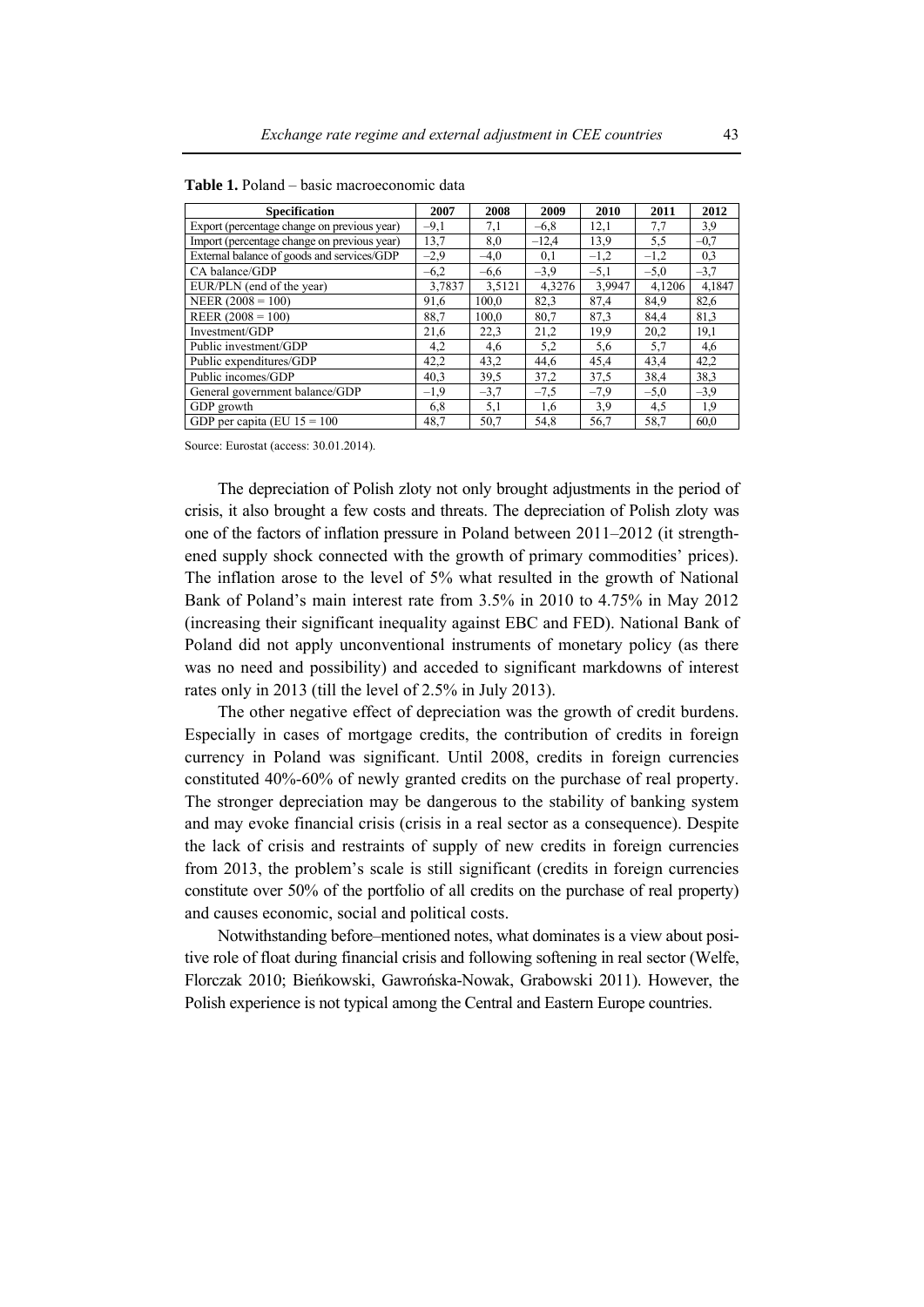**Table 1.** Poland – basic macroeconomic data

| Specification | 2007 | 2008 | 2009 | 2010 | 2011 | 2012 |
|---|---|---|---|---|---|---|
| Export (percentage change on previous year) | –9,1 | 7,1 | –6,8 | 12,1 | 7,7 | 3,9 |
| Import (percentage change on previous year) | 13,7 | 8,0 | –12,4 | 13,9 | 5,5 | –0,7 |
| External balance of goods and services/GDP | –2,9 | –4,0 | 0,1 | –1,2 | –1,2 | 0,3 |
| CA balance/GDP | –6,2 | –6,6 | –3,9 | –5,1 | –5,0 | –3,7 |
| EUR/PLN (end of the year) | 3,7837 | 3,5121 | 4,3276 | 3,9947 | 4,1206 | 4,1847 |
| NEER (2008 = 100) | 91,6 | 100,0 | 82,3 | 87,4 | 84,9 | 82,6 |
| REER (2008 = 100) | 88,7 | 100,0 | 80,7 | 87,3 | 84,4 | 81,3 |
| Investment/GDP | 21,6 | 22,3 | 21,2 | 19,9 | 20,2 | 19,1 |
| Public investment/GDP | 4,2 | 4,6 | 5,2 | 5,6 | 5,7 | 4,6 |
| Public expenditures/GDP | 42,2 | 43,2 | 44,6 | 45,4 | 43,4 | 42,2 |
| Public incomes/GDP | 40,3 | 39,5 | 37,2 | 37,5 | 38,4 | 38,3 |
| General government balance/GDP | –1,9 | –3,7 | –7,5 | –7,9 | –5,0 | –3,9 |
| GDP growth | 6,8 | 5,1 | 1,6 | 3,9 | 4,5 | 1,9 |
| GDP per capita (EU 15 = 100 | 48,7 | 50,7 | 54,8 | 56,7 | 58,7 | 60,0 |

Source: Eurostat (access: 30.01.2014).

The depreciation of Polish zloty not only brought adjustments in the period of crisis, it also brought a few costs and threats. The depreciation of Polish zloty was one of the factors of inflation pressure in Poland between 2011–2012 (it strengthened supply shock connected with the growth of primary commodities' prices). The inflation arose to the level of 5% what resulted in the growth of National Bank of Poland's main interest rate from 3.5% in 2010 to 4.75% in May 2012 (increasing their significant inequality against EBC and FED). National Bank of Poland did not apply unconventional instruments of monetary policy (as there was no need and possibility) and acceded to significant markdowns of interest rates only in 2013 (till the level of 2.5% in July 2013).

The other negative effect of depreciation was the growth of credit burdens. Especially in cases of mortgage credits, the contribution of credits in foreign currency in Poland was significant. Until 2008, credits in foreign currencies constituted 40%-60% of newly granted credits on the purchase of real property. The stronger depreciation may be dangerous to the stability of banking system and may evoke financial crisis (crisis in a real sector as a consequence). Despite the lack of crisis and restraints of supply of new credits in foreign currencies from 2013, the problem's scale is still significant (credits in foreign currencies constitute over 50% of the portfolio of all credits on the purchase of real property) and causes economic, social and political costs.

Notwithstanding before–mentioned notes, what dominates is a view about positive role of float during financial crisis and following softening in real sector (Welfe, Florczak 2010; Bieńkowski, Gawrońska-Nowak, Grabowski 2011). However, the Polish experience is not typical among the Central and Eastern Europe countries.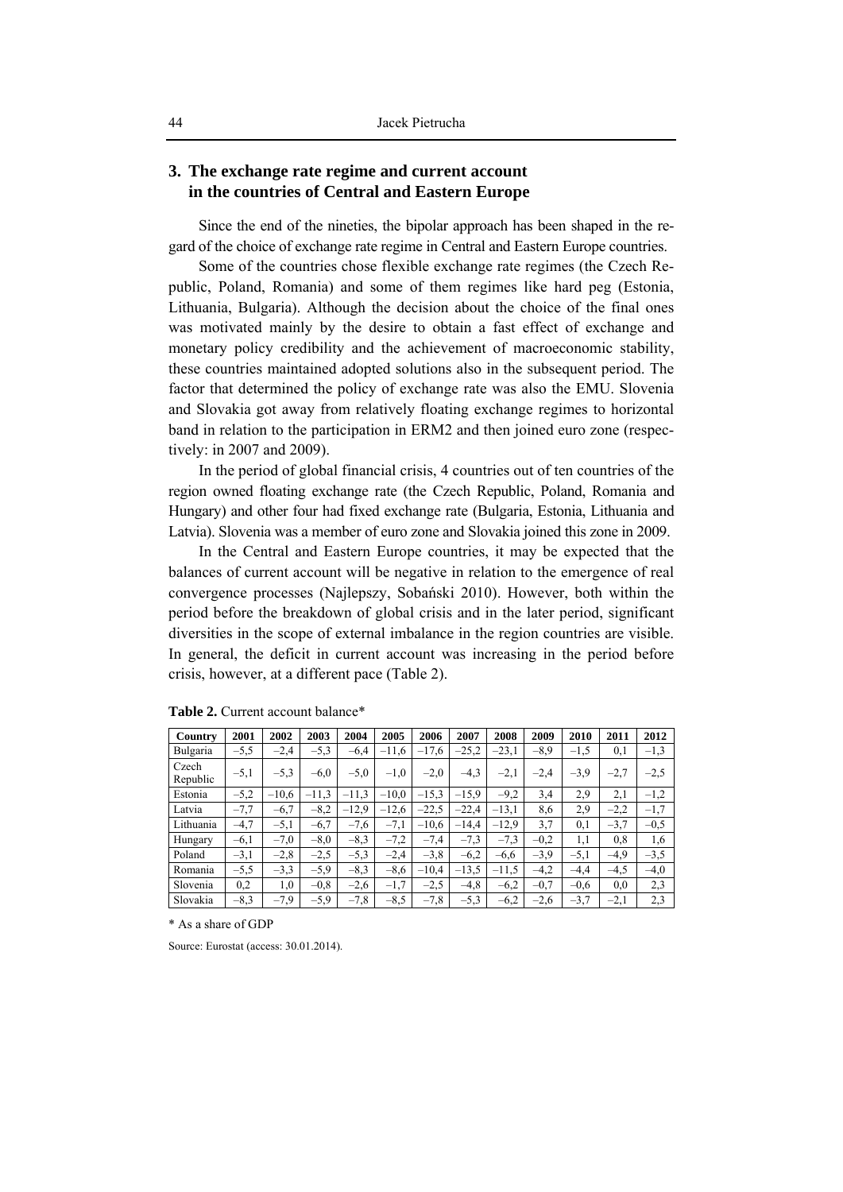## 3. The exchange rate regime and current account in the countries of Central and Eastern Europe

Since the end of the nineties, the bipolar approach has been shaped in the regard of the choice of exchange rate regime in Central and Eastern Europe countries.

Some of the countries chose flexible exchange rate regimes (the Czech Republic, Poland, Romania) and some of them regimes like hard peg (Estonia, Lithuania, Bulgaria). Although the decision about the choice of the final ones was motivated mainly by the desire to obtain a fast effect of exchange and monetary policy credibility and the achievement of macroeconomic stability, these countries maintained adopted solutions also in the subsequent period. The factor that determined the policy of exchange rate was also the EMU. Slovenia and Slovakia got away from relatively floating exchange regimes to horizontal band in relation to the participation in ERM2 and then joined euro zone (respectively: in 2007 and 2009).

In the period of global financial crisis, 4 countries out of ten countries of the region owned floating exchange rate (the Czech Republic, Poland, Romania and Hungary) and other four had fixed exchange rate (Bulgaria, Estonia, Lithuania and Latvia). Slovenia was a member of euro zone and Slovakia joined this zone in 2009.

In the Central and Eastern Europe countries, it may be expected that the balances of current account will be negative in relation to the emergence of real convergence processes (Najlepszy, Sobański 2010). However, both within the period before the breakdown of global crisis and in the later period, significant diversities in the scope of external imbalance in the region countries are visible. In general, the deficit in current account was increasing in the period before crisis, however, at a different pace (Table 2).

**Table 2.** Current account balance*

| Country | 2001 | 2002 | 2003 | 2004 | 2005 | 2006 | 2007 | 2008 | 2009 | 2010 | 2011 | 2012 |
|---|---|---|---|---|---|---|---|---|---|---|---|---|
| Bulgaria | –5,5 | –2,4 | –5,3 | –6,4 | –11,6 | –17,6 | –25,2 | –23,1 | –8,9 | –1,5 | 0,1 | –1,3 |
| Czech Republic | –5,1 | –5,3 | –6,0 | –5,0 | –1,0 | –2,0 | –4,3 | –2,1 | –2,4 | –3,9 | –2,7 | –2,5 |
| Estonia | –5,2 | –10,6 | –11,3 | –11,3 | –10,0 | –15,3 | –15,9 | –9,2 | 3,4 | 2,9 | 2,1 | –1,2 |
| Latvia | –7,7 | –6,7 | –8,2 | –12,9 | –12,6 | –22,5 | –22,4 | –13,1 | 8,6 | 2,9 | –2,2 | –1,7 |
| Lithuania | –4,7 | –5,1 | –6,7 | –7,6 | –7,1 | –10,6 | –14,4 | –12,9 | 3,7 | 0,1 | –3,7 | –0,5 |
| Hungary | –6,1 | –7,0 | –8,0 | –8,3 | –7,2 | –7,4 | –7,3 | –7,3 | –0,2 | 1,1 | 0,8 | 1,6 |
| Poland | –3,1 | –2,8 | –2,5 | –5,3 | –2,4 | –3,8 | –6,2 | –6,6 | –3,9 | –5,1 | –4,9 | –3,5 |
| Romania | –5,5 | –3,3 | –5,9 | –8,3 | –8,6 | –10,4 | –13,5 | –11,5 | –4,2 | –4,4 | –4,5 | –4,0 |
| Slovenia | 0,2 | 1,0 | –0,8 | –2,6 | –1,7 | –2,5 | –4,8 | –6,2 | –0,7 | –0,6 | 0,0 | 2,3 |
| Slovakia | –8,3 | –7,9 | –5,9 | –7,8 | –8,5 | –7,8 | –5,3 | –6,2 | –2,6 | –3,7 | –2,1 | 2,3 |

\* As a share of GDP

Source: Eurostat (access: 30.01.2014).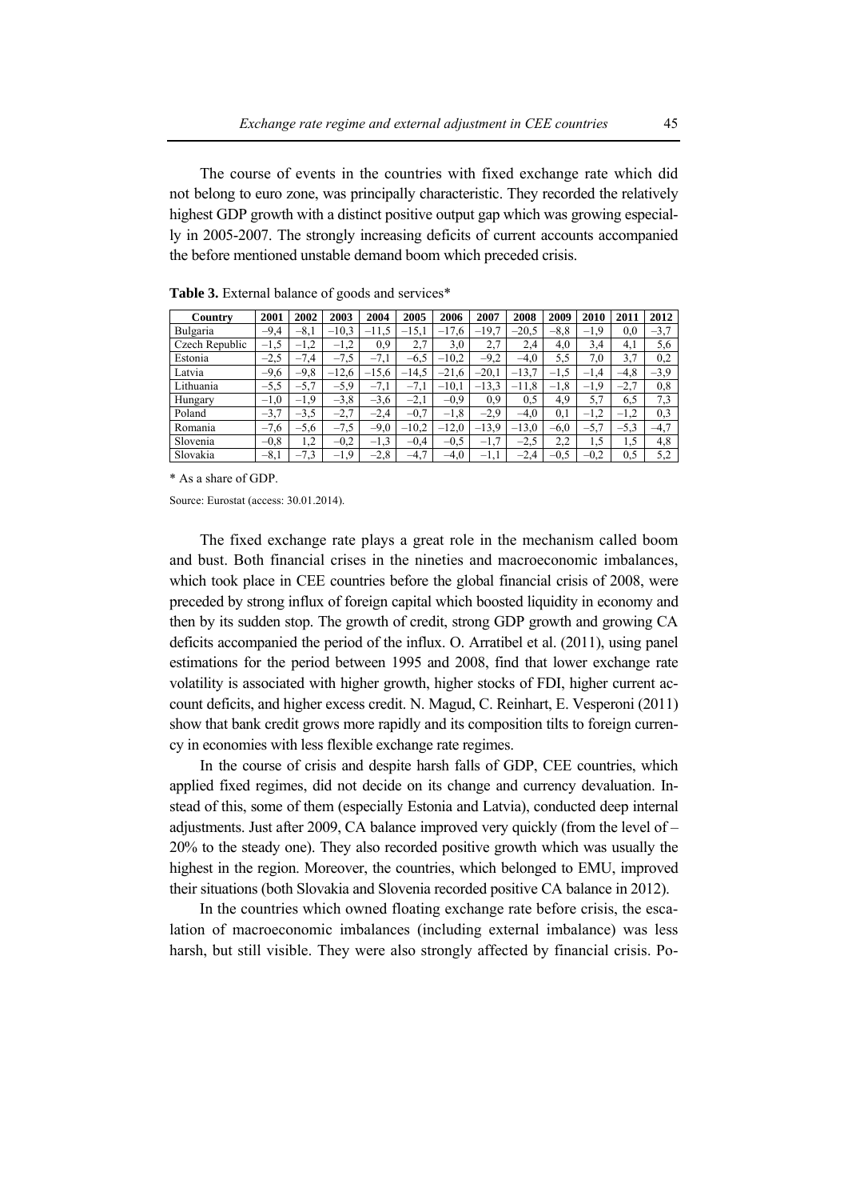The course of events in the countries with fixed exchange rate which did not belong to euro zone, was principally characteristic. They recorded the relatively highest GDP growth with a distinct positive output gap which was growing especially in 2005-2007. The strongly increasing deficits of current accounts accompanied the before mentioned unstable demand boom which preceded crisis.

**Table 3.** External balance of goods and services*

| Country | 2001 | 2002 | 2003 | 2004 | 2005 | 2006 | 2007 | 2008 | 2009 | 2010 | 2011 | 2012 |
|---|---|---|---|---|---|---|---|---|---|---|---|---|
| Bulgaria | −9,4 | −8,1 | −10,3 | −11,5 | −15,1 | −17,6 | −19,7 | −20,5 | −8,8 | −1,9 | 0,0 | −3,7 |
| Czech Republic | −1,5 | −1,2 | −1,2 | 0,9 | 2,7 | 3,0 | 2,7 | 2,4 | 4,0 | 3,4 | 4,1 | 5,6 |
| Estonia | −2,5 | −7,4 | −7,5 | −7,1 | −6,5 | −10,2 | −9,2 | −4,0 | 5,5 | 7,0 | 3,7 | 0,2 |
| Latvia | −9,6 | −9,8 | −12,6 | −15,6 | −14,5 | −21,6 | −20,1 | −13,7 | −1,5 | −1,4 | −4,8 | −3,9 |
| Lithuania | −5,5 | −5,7 | −5,9 | −7,1 | −7,1 | −10,1 | −13,3 | −11,8 | −1,8 | −1,9 | −2,7 | 0,8 |
| Hungary | −1,0 | −1,9 | −3,8 | −3,6 | −2,1 | −0,9 | 0,9 | 0,5 | 4,9 | 5,7 | 6,5 | 7,3 |
| Poland | −3,7 | −3,5 | −2,7 | −2,4 | −0,7 | −1,8 | −2,9 | −4,0 | 0,1 | −1,2 | −1,2 | 0,3 |
| Romania | −7,6 | −5,6 | −7,5 | −9,0 | −10,2 | −12,0 | −13,9 | −13,0 | −6,0 | −5,7 | −5,3 | −4,7 |
| Slovenia | −0,8 | 1,2 | −0,2 | −1,3 | −0,4 | −0,5 | −1,7 | −2,5 | 2,2 | 1,5 | 1,5 | 4,8 |
| Slovakia | −8,1 | −7,3 | −1,9 | −2,8 | −4,7 | −4,0 | −1,1 | −2,4 | −0,5 | −0,2 | 0,5 | 5,2 |

\* As a share of GDP.

Source: Eurostat (access: 30.01.2014).

The fixed exchange rate plays a great role in the mechanism called boom and bust. Both financial crises in the nineties and macroeconomic imbalances, which took place in CEE countries before the global financial crisis of 2008, were preceded by strong influx of foreign capital which boosted liquidity in economy and then by its sudden stop. The growth of credit, strong GDP growth and growing CA deficits accompanied the period of the influx. O. Arratibel et al. (2011), using panel estimations for the period between 1995 and 2008, find that lower exchange rate volatility is associated with higher growth, higher stocks of FDI, higher current account deficits, and higher excess credit. N. Magud, C. Reinhart, E. Vesperoni (2011) show that bank credit grows more rapidly and its composition tilts to foreign currency in economies with less flexible exchange rate regimes.

In the course of crisis and despite harsh falls of GDP, CEE countries, which applied fixed regimes, did not decide on its change and currency devaluation. Instead of this, some of them (especially Estonia and Latvia), conducted deep internal adjustments. Just after 2009, CA balance improved very quickly (from the level of – 20% to the steady one). They also recorded positive growth which was usually the highest in the region. Moreover, the countries, which belonged to EMU, improved their situations (both Slovakia and Slovenia recorded positive CA balance in 2012).

In the countries which owned floating exchange rate before crisis, the escalation of macroeconomic imbalances (including external imbalance) was less harsh, but still visible. They were also strongly affected by financial crisis. Po-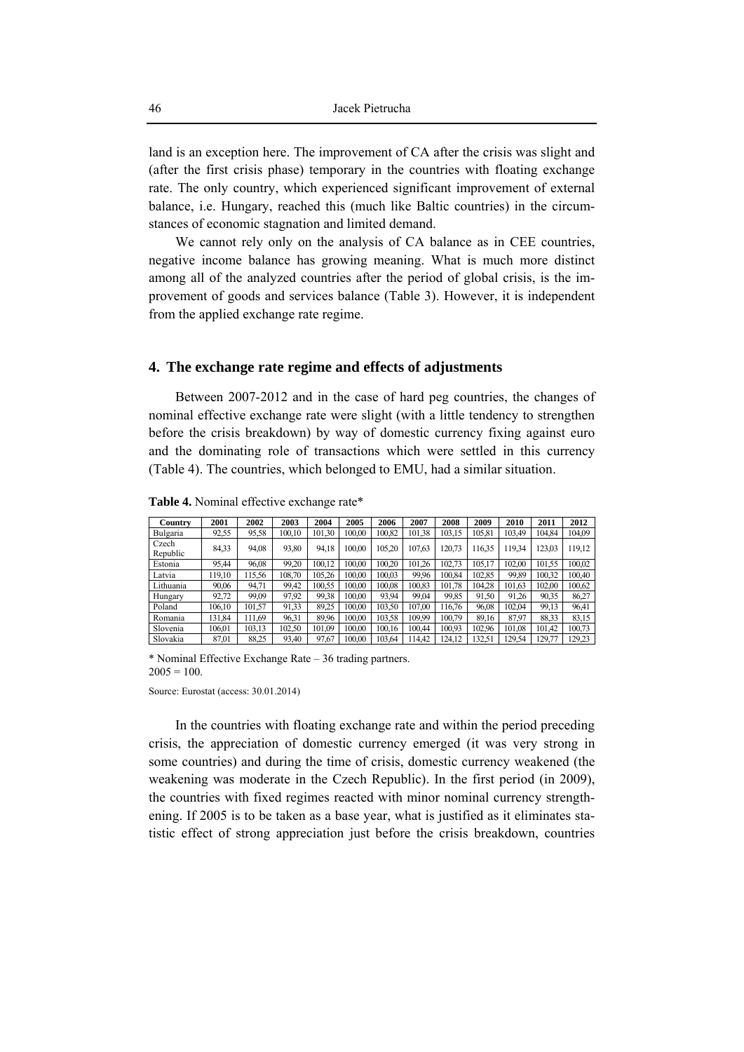land is an exception here. The improvement of CA after the crisis was slight and (after the first crisis phase) temporary in the countries with floating exchange rate. The only country, which experienced significant improvement of external balance, i.e. Hungary, reached this (much like Baltic countries) in the circumstances of economic stagnation and limited demand.

We cannot rely only on the analysis of CA balance as in CEE countries, negative income balance has growing meaning. What is much more distinct among all of the analyzed countries after the period of global crisis, is the improvement of goods and services balance (Table 3). However, it is independent from the applied exchange rate regime.

## 4. The exchange rate regime and effects of adjustments

Between 2007-2012 and in the case of hard peg countries, the changes of nominal effective exchange rate were slight (with a little tendency to strengthen before the crisis breakdown) by way of domestic currency fixing against euro and the dominating role of transactions which were settled in this currency (Table 4). The countries, which belonged to EMU, had a similar situation.

**Table 4.** Nominal effective exchange rate*

| Country | 2001 | 2002 | 2003 | 2004 | 2005 | 2006 | 2007 | 2008 | 2009 | 2010 | 2011 | 2012 |
|---|---|---|---|---|---|---|---|---|---|---|---|---|
| Bulgaria | 92,55 | 95,58 | 100,10 | 101,30 | 100,00 | 100,82 | 101,38 | 103,15 | 105,81 | 103,49 | 104,84 | 104,09 |
| Czech Republic | 84,33 | 94,08 | 93,80 | 94,18 | 100,00 | 105,20 | 107,63 | 120,73 | 116,35 | 119,34 | 123,03 | 119,12 |
| Estonia | 95,44 | 96,08 | 99,20 | 100,12 | 100,00 | 100,20 | 101,26 | 102,73 | 105,17 | 102,00 | 101,55 | 100,02 |
| Latvia | 119,10 | 115,56 | 108,70 | 105,26 | 100,00 | 100,03 | 99,96 | 100,84 | 102,85 | 99,89 | 100,32 | 100,40 |
| Lithuania | 90,06 | 94,71 | 99,42 | 100,55 | 100,00 | 100,08 | 100,83 | 101,78 | 104,28 | 101,63 | 102,00 | 100,62 |
| Hungary | 92,72 | 99,09 | 97,92 | 99,38 | 100,00 | 93,94 | 99,04 | 99,85 | 91,50 | 91,26 | 90,35 | 86,27 |
| Poland | 106,10 | 101,57 | 91,33 | 89,25 | 100,00 | 103,50 | 107,00 | 116,76 | 96,08 | 102,04 | 99,13 | 96,41 |
| Romania | 131,84 | 111,69 | 96,31 | 89,96 | 100,00 | 103,58 | 109,99 | 100,79 | 89,16 | 87,97 | 88,33 | 83,15 |
| Slovenia | 106,01 | 103,13 | 102,50 | 101,09 | 100,00 | 100,16 | 100,44 | 100,93 | 102,96 | 101,08 | 101,42 | 100,73 |
| Slovakia | 87,01 | 88,25 | 93,40 | 97,67 | 100,00 | 103,64 | 114,42 | 124,12 | 132,51 | 129,54 | 129,77 | 129,23 |

\* Nominal Effective Exchange Rate – 36 trading partners.
2005 = 100.

Source: Eurostat (access: 30.01.2014)

In the countries with floating exchange rate and within the period preceding crisis, the appreciation of domestic currency emerged (it was very strong in some countries) and during the time of crisis, domestic currency weakened (the weakening was moderate in the Czech Republic). In the first period (in 2009), the countries with fixed regimes reacted with minor nominal currency strengthening. If 2005 is to be taken as a base year, what is justified as it eliminates statistic effect of strong appreciation just before the crisis breakdown, countries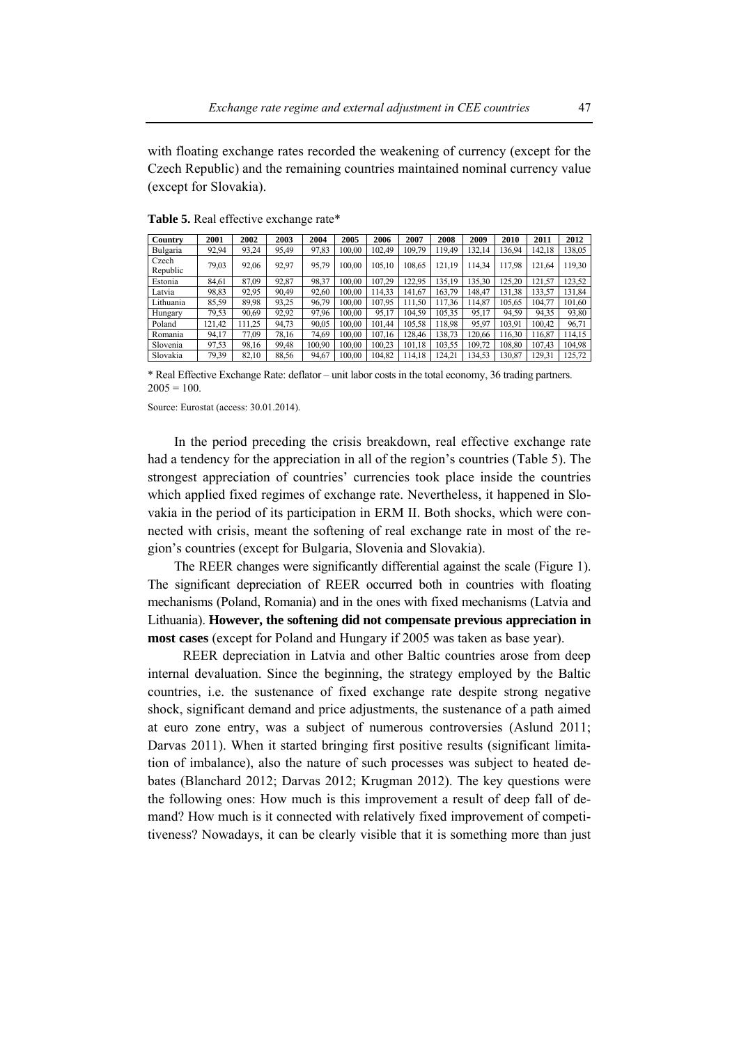with floating exchange rates recorded the weakening of currency (except for the Czech Republic) and the remaining countries maintained nominal currency value (except for Slovakia).

**Table 5.** Real effective exchange rate*

| Country | 2001 | 2002 | 2003 | 2004 | 2005 | 2006 | 2007 | 2008 | 2009 | 2010 | 2011 | 2012 |
|---|---|---|---|---|---|---|---|---|---|---|---|---|
| Bulgaria | 92,94 | 93,24 | 95,49 | 97,83 | 100,00 | 102,49 | 109,79 | 119,49 | 132,14 | 136,94 | 142,18 | 138,05 |
| Czech Republic | 79,03 | 92,06 | 92,97 | 95,79 | 100,00 | 105,10 | 108,65 | 121,19 | 114,34 | 117,98 | 121,64 | 119,30 |
| Estonia | 84,61 | 87,09 | 92,87 | 98,37 | 100,00 | 107,29 | 122,95 | 135,19 | 135,30 | 125,20 | 121,57 | 123,52 |
| Latvia | 98,83 | 92,95 | 90,49 | 92,60 | 100,00 | 114,33 | 141,67 | 163,79 | 148,47 | 131,38 | 133,57 | 131,84 |
| Lithuania | 85,59 | 89,98 | 93,25 | 96,79 | 100,00 | 107,95 | 111,50 | 117,36 | 114,87 | 105,65 | 104,77 | 101,60 |
| Hungary | 79,53 | 90,69 | 92,92 | 97,96 | 100,00 | 95,17 | 104,59 | 105,35 | 95,17 | 94,59 | 94,35 | 93,80 |
| Poland | 121,42 | 111,25 | 94,73 | 90,05 | 100,00 | 101,44 | 105,58 | 118,98 | 95,97 | 103,91 | 100,42 | 96,71 |
| Romania | 94,17 | 77,09 | 78,16 | 74,69 | 100,00 | 107,16 | 128,46 | 138,73 | 120,66 | 116,30 | 116,87 | 114,15 |
| Slovenia | 97,53 | 98,16 | 99,48 | 100,90 | 100,00 | 100,23 | 101,18 | 103,55 | 109,72 | 108,80 | 107,43 | 104,98 |
| Slovakia | 79,39 | 82,10 | 88,56 | 94,67 | 100,00 | 104,82 | 114,18 | 124,21 | 134,53 | 130,87 | 129,31 | 125,72 |

\* Real Effective Exchange Rate: deflator – unit labor costs in the total economy, 36 trading partners. 2005 = 100.

Source: Eurostat (access: 30.01.2014).

In the period preceding the crisis breakdown, real effective exchange rate had a tendency for the appreciation in all of the region's countries (Table 5). The strongest appreciation of countries' currencies took place inside the countries which applied fixed regimes of exchange rate. Nevertheless, it happened in Slovakia in the period of its participation in ERM II. Both shocks, which were connected with crisis, meant the softening of real exchange rate in most of the region's countries (except for Bulgaria, Slovenia and Slovakia).

The REER changes were significantly differential against the scale (Figure 1). The significant depreciation of REER occurred both in countries with floating mechanisms (Poland, Romania) and in the ones with fixed mechanisms (Latvia and Lithuania). **However, the softening did not compensate previous appreciation in most cases** (except for Poland and Hungary if 2005 was taken as base year).

REER depreciation in Latvia and other Baltic countries arose from deep internal devaluation. Since the beginning, the strategy employed by the Baltic countries, i.e. the sustenance of fixed exchange rate despite strong negative shock, significant demand and price adjustments, the sustenance of a path aimed at euro zone entry, was a subject of numerous controversies (Aslund 2011; Darvas 2011). When it started bringing first positive results (significant limitation of imbalance), also the nature of such processes was subject to heated debates (Blanchard 2012; Darvas 2012; Krugman 2012). The key questions were the following ones: How much is this improvement a result of deep fall of demand? How much is it connected with relatively fixed improvement of competitiveness? Nowadays, it can be clearly visible that it is something more than just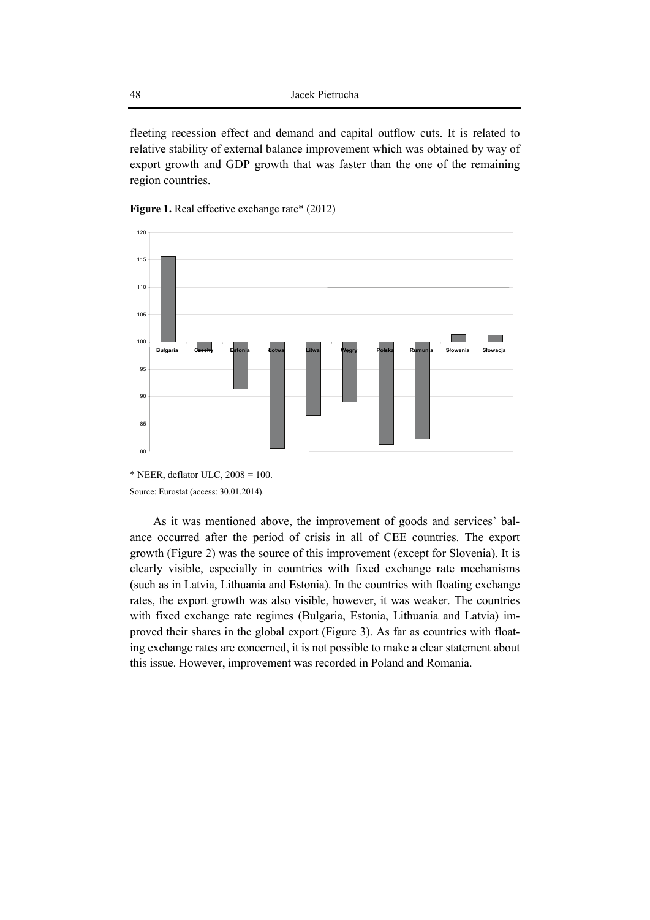fleeting recession effect and demand and capital outflow cuts. It is related to relative stability of external balance improvement which was obtained by way of export growth and GDP growth that was faster than the one of the remaining region countries.

**Figure 1.** Real effective exchange rate* (2012)

\* NEER, deflator ULC, 2008 = 100.

Source: Eurostat (access: 30.01.2014).

As it was mentioned above, the improvement of goods and services' balance occurred after the period of crisis in all of CEE countries. The export growth (Figure 2) was the source of this improvement (except for Slovenia). It is clearly visible, especially in countries with fixed exchange rate mechanisms (such as in Latvia, Lithuania and Estonia). In the countries with floating exchange rates, the export growth was also visible, however, it was weaker. The countries with fixed exchange rate regimes (Bulgaria, Estonia, Lithuania and Latvia) improved their shares in the global export (Figure 3). As far as countries with floating exchange rates are concerned, it is not possible to make a clear statement about this issue. However, improvement was recorded in Poland and Romania.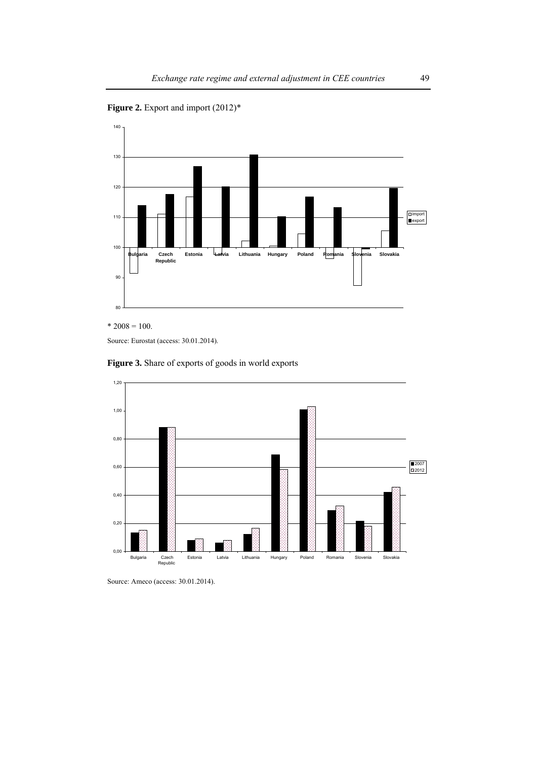**Figure 2.** Export and import (2012)*

\* 2008 = 100.

Source: Eurostat (access: 30.01.2014).

**Figure 3.** Share of exports of goods in world exports

Source: Ameco (access: 30.01.2014).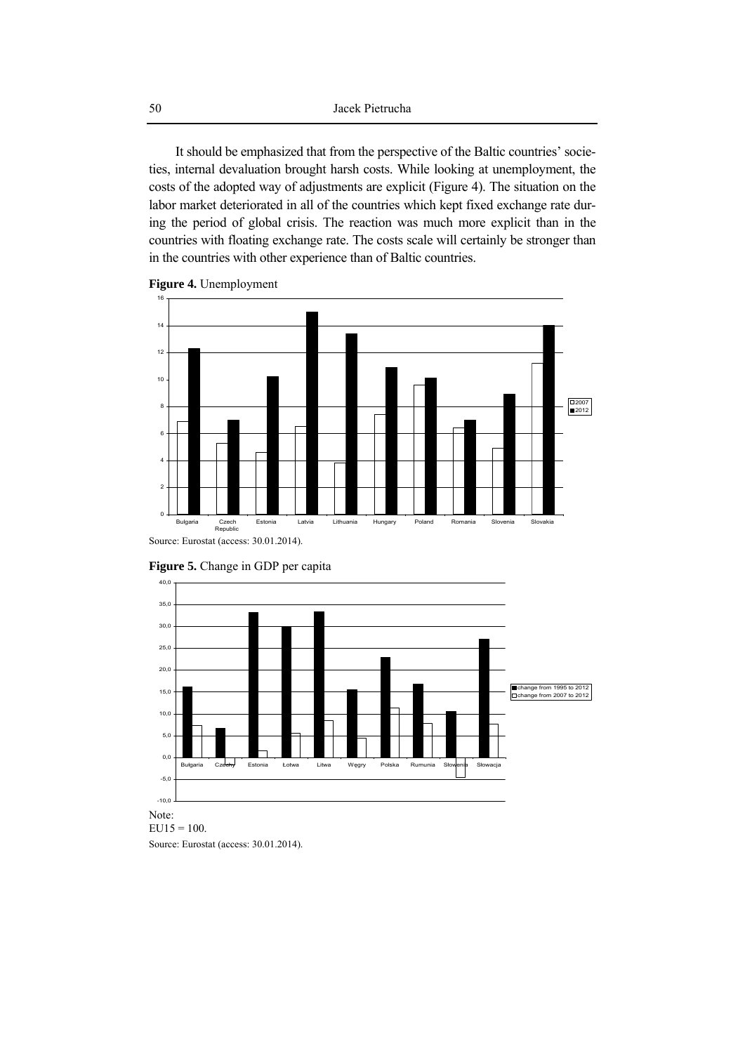It should be emphasized that from the perspective of the Baltic countries' societies, internal devaluation brought harsh costs. While looking at unemployment, the costs of the adopted way of adjustments are explicit (Figure 4). The situation on the labor market deteriorated in all of the countries which kept fixed exchange rate during the period of global crisis. The reaction was much more explicit than in the countries with floating exchange rate. The costs scale will certainly be stronger than in the countries with other experience than of Baltic countries.

**Figure 4.** Unemployment

Source: Eurostat (access: 30.01.2014).

**Figure 5.** Change in GDP per capita

Note:
EU15 = 100.

Source: Eurostat (access: 30.01.2014).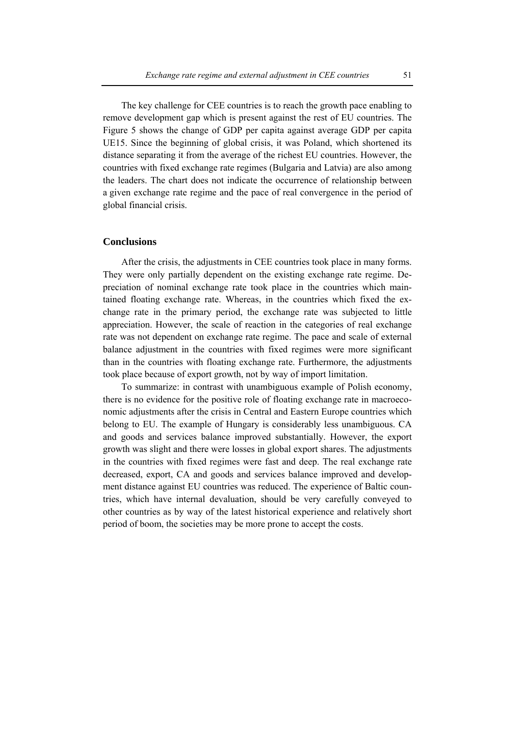The key challenge for CEE countries is to reach the growth pace enabling to remove development gap which is present against the rest of EU countries. The Figure 5 shows the change of GDP per capita against average GDP per capita UE15. Since the beginning of global crisis, it was Poland, which shortened its distance separating it from the average of the richest EU countries. However, the countries with fixed exchange rate regimes (Bulgaria and Latvia) are also among the leaders. The chart does not indicate the occurrence of relationship between a given exchange rate regime and the pace of real convergence in the period of global financial crisis.

## Conclusions

After the crisis, the adjustments in CEE countries took place in many forms. They were only partially dependent on the existing exchange rate regime. Depreciation of nominal exchange rate took place in the countries which maintained floating exchange rate. Whereas, in the countries which fixed the exchange rate in the primary period, the exchange rate was subjected to little appreciation. However, the scale of reaction in the categories of real exchange rate was not dependent on exchange rate regime. The pace and scale of external balance adjustment in the countries with fixed regimes were more significant than in the countries with floating exchange rate. Furthermore, the adjustments took place because of export growth, not by way of import limitation.

To summarize: in contrast with unambiguous example of Polish economy, there is no evidence for the positive role of floating exchange rate in macroeconomic adjustments after the crisis in Central and Eastern Europe countries which belong to EU. The example of Hungary is considerably less unambiguous. CA and goods and services balance improved substantially. However, the export growth was slight and there were losses in global export shares. The adjustments in the countries with fixed regimes were fast and deep. The real exchange rate decreased, export, CA and goods and services balance improved and development distance against EU countries was reduced. The experience of Baltic countries, which have internal devaluation, should be very carefully conveyed to other countries as by way of the latest historical experience and relatively short period of boom, the societies may be more prone to accept the costs.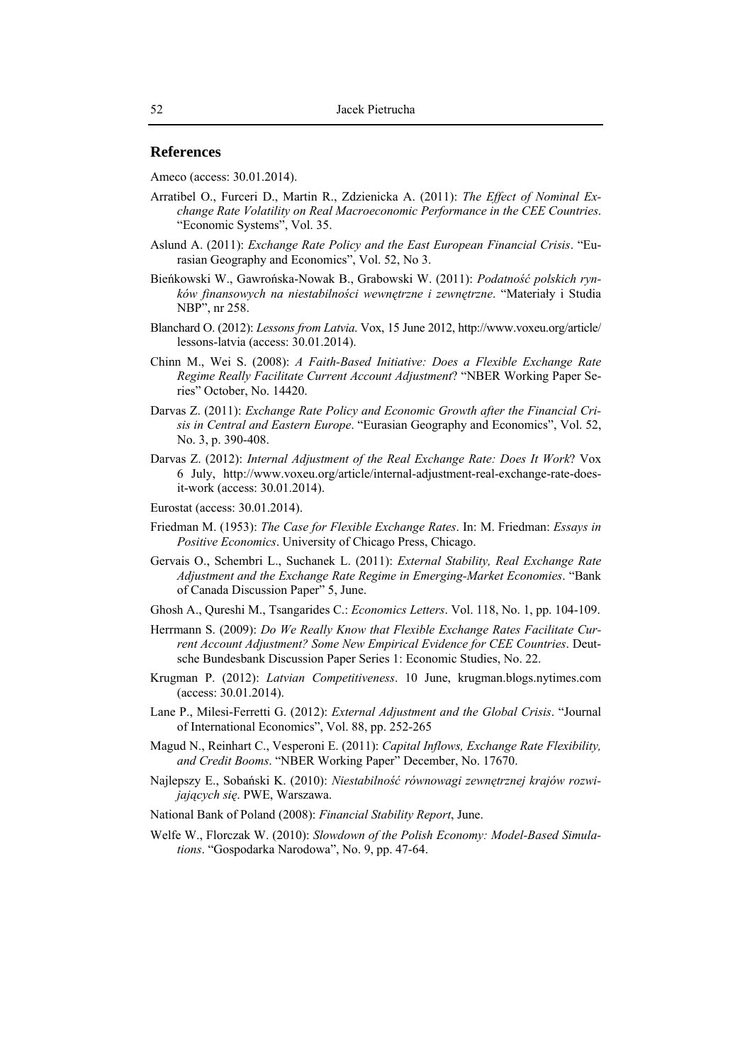## References

Ameco (access: 30.01.2014).

Arratibel O., Furceri D., Martin R., Zdzienicka A. (2011): *The Effect of Nominal Exchange Rate Volatility on Real Macroeconomic Performance in the CEE Countries*. "Economic Systems", Vol. 35.

Aslund A. (2011): *Exchange Rate Policy and the East European Financial Crisis*. "Eurasian Geography and Economics", Vol. 52, No 3.

Bieńkowski W., Gawrońska-Nowak B., Grabowski W. (2011): *Podatność polskich rynków finansowych na niestabilności wewnętrzne i zewnętrzne*. "Materiały i Studia NBP", nr 258.

Blanchard O. (2012): *Lessons from Latvia.* Vox, 15 June 2012, http://www.voxeu.org/article/lessons-latvia (access: 30.01.2014).

Chinn M., Wei S. (2008): *A Faith-Based Initiative: Does a Flexible Exchange Rate Regime Really Facilitate Current Account Adjustment*? "NBER Working Paper Series" October, No. 14420.

Darvas Z. (2011): *Exchange Rate Policy and Economic Growth after the Financial Crisis in Central and Eastern Europe*. "Eurasian Geography and Economics", Vol. 52, No. 3, p. 390-408.

Darvas Z. (2012): *Internal Adjustment of the Real Exchange Rate: Does It Work*? Vox 6 July, http://www.voxeu.org/article/internal-adjustment-real-exchange-rate-does-it-work (access: 30.01.2014).

Eurostat (access: 30.01.2014).

Friedman M. (1953): *The Case for Flexible Exchange Rates*. In: M. Friedman: *Essays in Positive Economics*. University of Chicago Press, Chicago.

Gervais O., Schembri L., Suchanek L. (2011): *External Stability, Real Exchange Rate Adjustment and the Exchange Rate Regime in Emerging-Market Economies*. "Bank of Canada Discussion Paper" 5, June.

Ghosh A., Qureshi M., Tsangarides C.: *Economics Letters*. Vol. 118, No. 1, pp. 104-109.

Herrmann S. (2009): *Do We Really Know that Flexible Exchange Rates Facilitate Current Account Adjustment? Some New Empirical Evidence for CEE Countries*. Deutsche Bundesbank Discussion Paper Series 1: Economic Studies, No. 22.

Krugman P. (2012): *Latvian Competitiveness*. 10 June, krugman.blogs.nytimes.com (access: 30.01.2014).

Lane P., Milesi-Ferretti G. (2012): *External Adjustment and the Global Crisis*. "Journal of International Economics", Vol. 88, pp. 252-265

Magud N., Reinhart C., Vesperoni E. (2011): *Capital Inflows, Exchange Rate Flexibility, and Credit Booms*. "NBER Working Paper" December, No. 17670.

Najlepszy E., Sobański K. (2010): *Niestabilność równowagi zewnętrznej krajów rozwijających się*. PWE, Warszawa.

National Bank of Poland (2008): *Financial Stability Report*, June.

Welfe W., Florczak W. (2010): *Slowdown of the Polish Economy: Model-Based Simulations*. "Gospodarka Narodowa", No. 9, pp. 47-64.